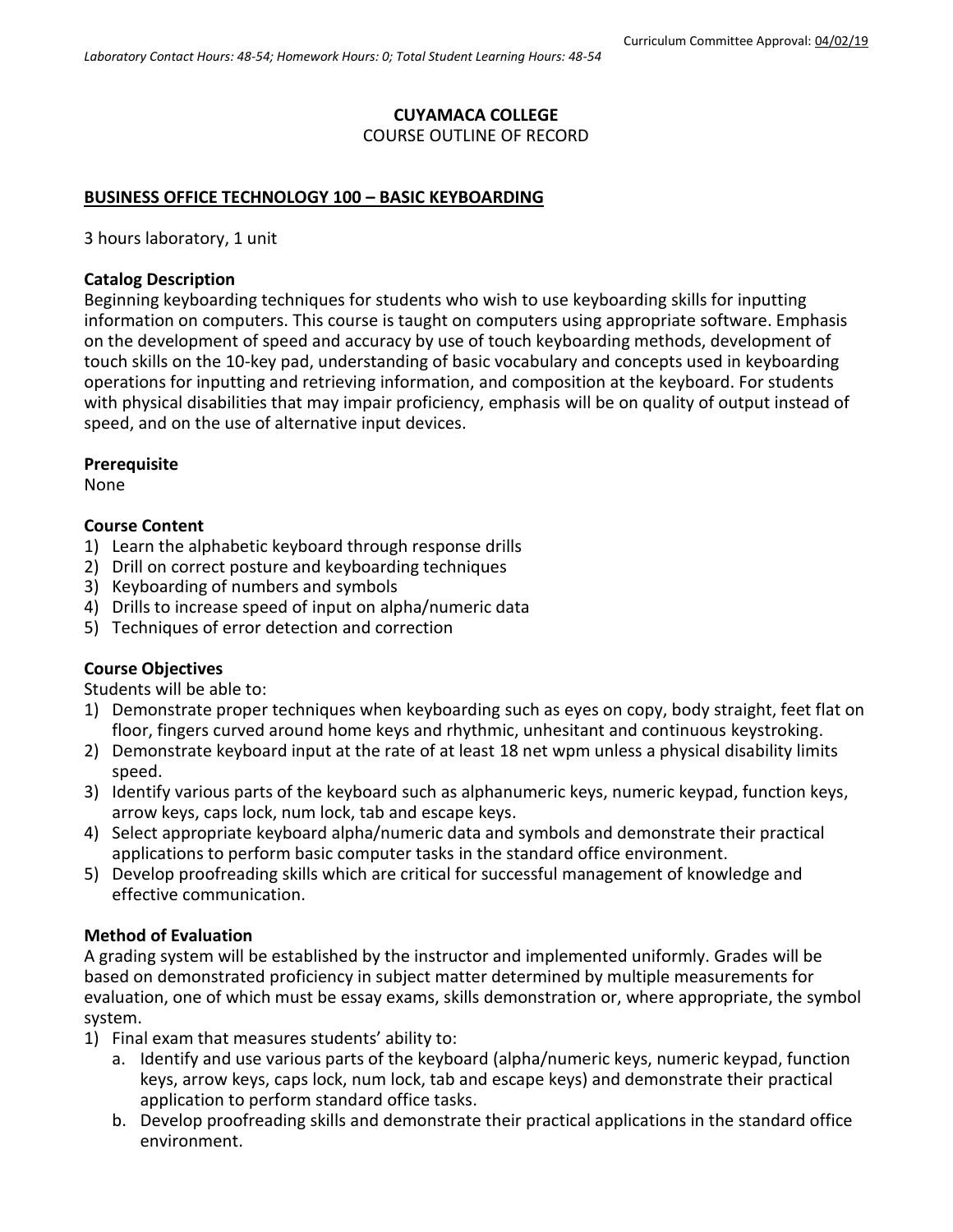Curriculum Committee Approval: 04/02/19

*Laboratory Contact Hours: 48-54; Homework Hours: 0; Total Student Learning Hours: 48-54*

**CUYAMACA COLLEGE**
COURSE OUTLINE OF RECORD

**BUSINESS OFFICE TECHNOLOGY 100 – BASIC KEYBOARDING**

3 hours laboratory, 1 unit

**Catalog Description**
Beginning keyboarding techniques for students who wish to use keyboarding skills for inputting information on computers. This course is taught on computers using appropriate software. Emphasis on the development of speed and accuracy by use of touch keyboarding methods, development of touch skills on the 10-key pad, understanding of basic vocabulary and concepts used in keyboarding operations for inputting and retrieving information, and composition at the keyboard. For students with physical disabilities that may impair proficiency, emphasis will be on quality of output instead of speed, and on the use of alternative input devices.

**Prerequisite**
None

**Course Content**
1) Learn the alphabetic keyboard through response drills
2) Drill on correct posture and keyboarding techniques
3) Keyboarding of numbers and symbols
4) Drills to increase speed of input on alpha/numeric data
5) Techniques of error detection and correction

**Course Objectives**
Students will be able to:
1) Demonstrate proper techniques when keyboarding such as eyes on copy, body straight, feet flat on floor, fingers curved around home keys and rhythmic, unhesitant and continuous keystroking.
2) Demonstrate keyboard input at the rate of at least 18 net wpm unless a physical disability limits speed.
3) Identify various parts of the keyboard such as alphanumeric keys, numeric keypad, function keys, arrow keys, caps lock, num lock, tab and escape keys.
4) Select appropriate keyboard alpha/numeric data and symbols and demonstrate their practical applications to perform basic computer tasks in the standard office environment.
5) Develop proofreading skills which are critical for successful management of knowledge and effective communication.

**Method of Evaluation**
A grading system will be established by the instructor and implemented uniformly. Grades will be based on demonstrated proficiency in subject matter determined by multiple measurements for evaluation, one of which must be essay exams, skills demonstration or, where appropriate, the symbol system.
1) Final exam that measures students' ability to:
   a. Identify and use various parts of the keyboard (alpha/numeric keys, numeric keypad, function keys, arrow keys, caps lock, num lock, tab and escape keys) and demonstrate their practical application to perform standard office tasks.
   b. Develop proofreading skills and demonstrate their practical applications in the standard office environment.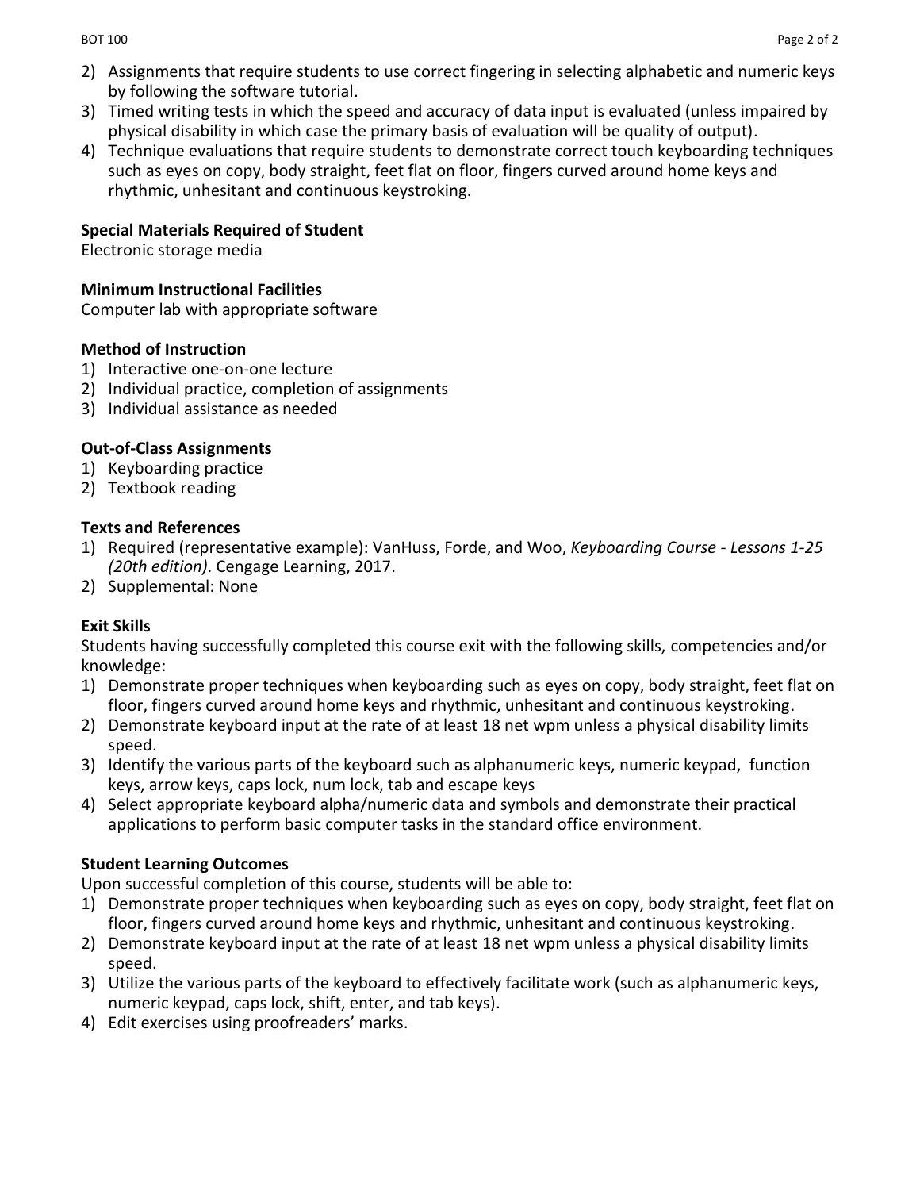2) Assignments that require students to use correct fingering in selecting alphabetic and numeric keys by following the software tutorial.
3) Timed writing tests in which the speed and accuracy of data input is evaluated (unless impaired by physical disability in which case the primary basis of evaluation will be quality of output).
4) Technique evaluations that require students to demonstrate correct touch keyboarding techniques such as eyes on copy, body straight, feet flat on floor, fingers curved around home keys and rhythmic, unhesitant and continuous keystroking.

**Special Materials Required of Student**
Electronic storage media

**Minimum Instructional Facilities**
Computer lab with appropriate software

**Method of Instruction**
1) Interactive one-on-one lecture
2) Individual practice, completion of assignments
3) Individual assistance as needed

**Out-of-Class Assignments**
1) Keyboarding practice
2) Textbook reading

**Texts and References**
1) Required (representative example): VanHuss, Forde, and Woo, *Keyboarding Course - Lessons 1-25 (20th edition)*. Cengage Learning, 2017.
2) Supplemental: None

**Exit Skills**
Students having successfully completed this course exit with the following skills, competencies and/or knowledge:
1) Demonstrate proper techniques when keyboarding such as eyes on copy, body straight, feet flat on floor, fingers curved around home keys and rhythmic, unhesitant and continuous keystroking.
2) Demonstrate keyboard input at the rate of at least 18 net wpm unless a physical disability limits speed.
3) Identify the various parts of the keyboard such as alphanumeric keys, numeric keypad, function keys, arrow keys, caps lock, num lock, tab and escape keys
4) Select appropriate keyboard alpha/numeric data and symbols and demonstrate their practical applications to perform basic computer tasks in the standard office environment.

**Student Learning Outcomes**
Upon successful completion of this course, students will be able to:
1) Demonstrate proper techniques when keyboarding such as eyes on copy, body straight, feet flat on floor, fingers curved around home keys and rhythmic, unhesitant and continuous keystroking.
2) Demonstrate keyboard input at the rate of at least 18 net wpm unless a physical disability limits speed.
3) Utilize the various parts of the keyboard to effectively facilitate work (such as alphanumeric keys, numeric keypad, caps lock, shift, enter, and tab keys).
4) Edit exercises using proofreaders' marks.